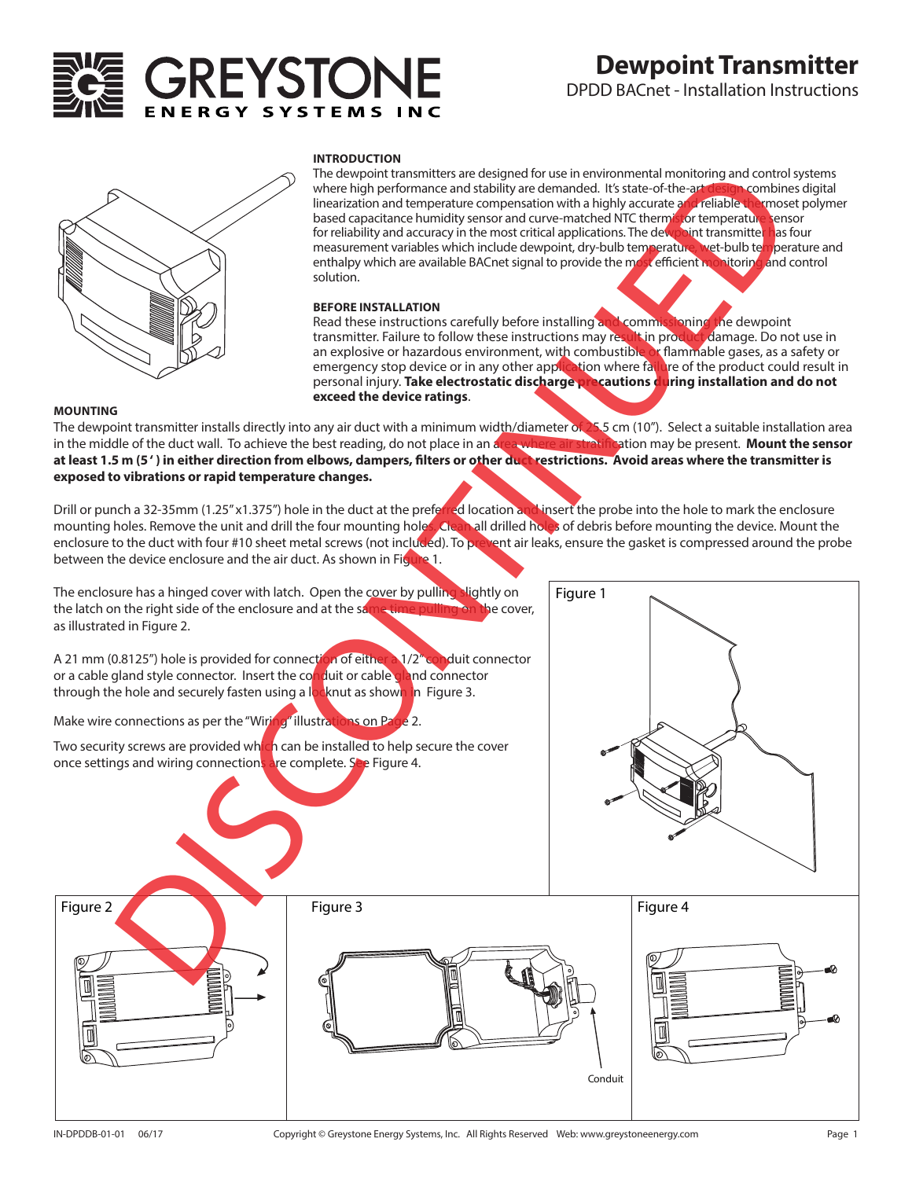# GREYSTONE
ENERGY SYSTEMS INC

# Dewpoint Transmitter

DPDD BACnet - Installation Instructions

DISCONTINUED

### INTRODUCTION

The dewpoint transmitters are designed for use in environmental monitoring and control systems where high performance and stability are demanded. It's state-of-the-art design combines digital linearization and temperature compensation with a highly accurate and reliable thermoset polymer based capacitance humidity sensor and curve-matched NTC thermistor temperature sensor for reliability and accuracy in the most critical applications. The dewpoint transmitter has four measurement variables which include dewpoint, dry-bulb temperature, wet-bulb temperature and enthalpy which are available BACnet signal to provide the most efficient monitoring and control solution.

### BEFORE INSTALLATION

Read these instructions carefully before installing and commissioning the dewpoint transmitter. Failure to follow these instructions may result in product damage. Do not use in an explosive or hazardous environment, with combustible or flammable gases, as a safety or emergency stop device or in any other application where failure of the product could result in personal injury. **Take electrostatic discharge precautions during installation and do not exceed the device ratings**.

### MOUNTING

The dewpoint transmitter installs directly into any air duct with a minimum width/diameter of 25.5 cm (10"). Select a suitable installation area in the middle of the duct wall. To achieve the best reading, do not place in an area where air stratification may be present. **Mount the sensor at least 1.5 m (5') in either direction from elbows, dampers, filters or other duct restrictions. Avoid areas where the transmitter is exposed to vibrations or rapid temperature changes.**

Drill or punch a 32-35mm (1.25"x1.375") hole in the duct at the preferred location and insert the probe into the hole to mark the enclosure mounting holes. Remove the unit and drill the four mounting holes. Clean all drilled holes of debris before mounting the device. Mount the enclosure to the duct with four #10 sheet metal screws (not included). To prevent air leaks, ensure the gasket is compressed around the probe between the device enclosure and the air duct. As shown in Figure 1.

The enclosure has a hinged cover with latch. Open the cover by pulling slightly on the latch on the right side of the enclosure and at the same time pulling on the cover, as illustrated in Figure 2.

A 21 mm (0.8125") hole is provided for connection of either a 1/2" conduit connector or a cable gland style connector. Insert the conduit or cable gland connector through the hole and securely fasten using a locknut as shown in Figure 3.

Make wire connections as per the "Wiring" illustrations on Page 2.

Two security screws are provided which can be installed to help secure the cover once settings and wiring connections are complete. See Figure 4.

Figure 1

Figure 2

Figure 3

Conduit

Figure 4

IN-DPDDB-01-01 06/17

Copyright © Greystone Energy Systems, Inc. All Rights Reserved Web: www.greystoneenergy.com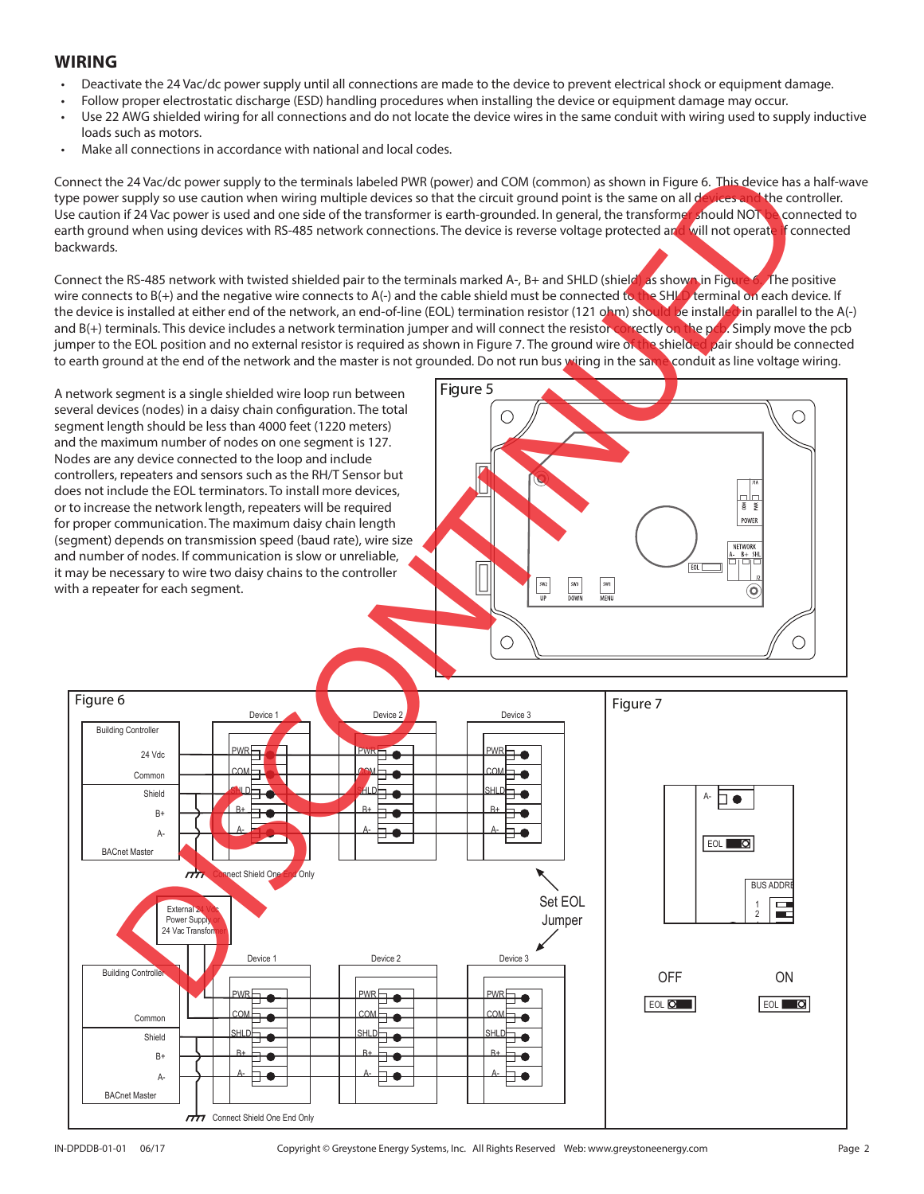## WIRING

- Deactivate the 24 Vac/dc power supply until all connections are made to the device to prevent electrical shock or equipment damage.
- Follow proper electrostatic discharge (ESD) handling procedures when installing the device or equipment damage may occur.
- Use 22 AWG shielded wiring for all connections and do not locate the device wires in the same conduit with wiring used to supply inductive loads such as motors.
- Make all connections in accordance with national and local codes.

Connect the 24 Vac/dc power supply to the terminals labeled PWR (power) and COM (common) as shown in Figure 6. This device has a half-wave type power supply so use caution when wiring multiple devices so that the circuit ground point is the same on all devices and the controller. Use caution if 24 Vac power is used and one side of the transformer is earth-grounded. In general, the transformer should NOT be connected to earth ground when using devices with RS-485 network connections. The device is reverse voltage protected and will not operate if connected backwards.

Connect the RS-485 network with twisted shielded pair to the terminals marked A-, B+ and SHLD (shield) as shown in Figure 6. The positive wire connects to B(+) and the negative wire connects to A(-) and the cable shield must be connected to the SHLD terminal on each device. If the device is installed at either end of the network, an end-of-line (EOL) termination resistor (121 ohm) should be installed in parallel to the A(-) and B(+) terminals. This device includes a network termination jumper and will connect the resistor correctly on the pcb. Simply move the pcb jumper to the EOL position and no external resistor is required as shown in Figure 7. The ground wire of the shielded pair should be connected to earth ground at the end of the network and the master is not grounded. Do not run bus wiring in the same conduit as line voltage wiring.

A network segment is a single shielded wire loop run between several devices (nodes) in a daisy chain configuration. The total segment length should be less than 4000 feet (1220 meters) and the maximum number of nodes on one segment is 127. Nodes are any device connected to the loop and include controllers, repeaters and sensors such as the RH/T Sensor but does not include the EOL terminators. To install more devices, or to increase the network length, repeaters will be required for proper communication. The maximum daisy chain length (segment) depends on transmission speed (baud rate), wire size and number of nodes. If communication is slow or unreliable, it may be necessary to wire two daisy chains to the controller with a repeater for each segment.

Figure 5

Figure 6

Figure 7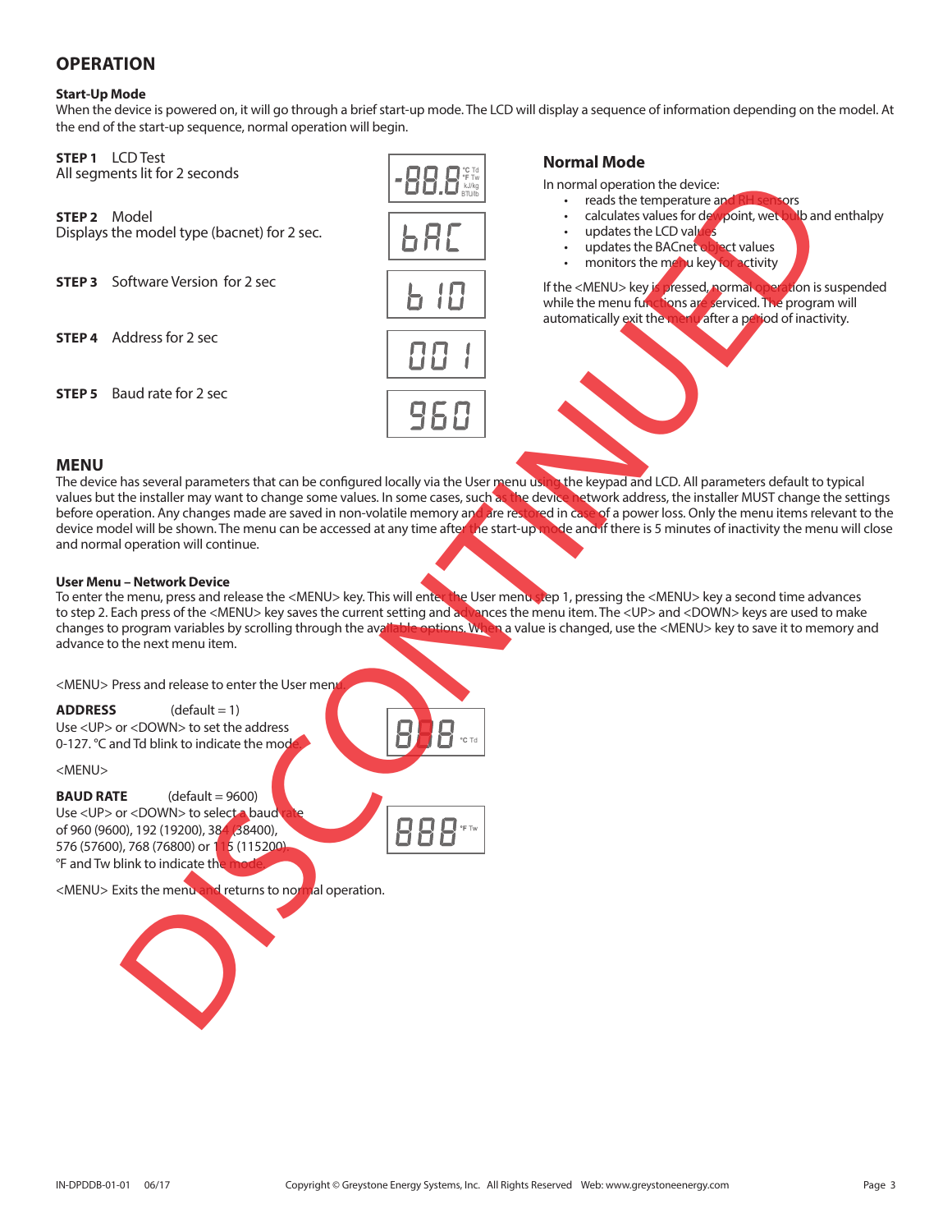# OPERATION

### Start-Up Mode

When the device is powered on, it will go through a brief start-up mode. The LCD will display a sequence of information depending on the model. At the end of the start-up sequence, normal operation will begin.

**STEP 1** LCD Test
All segments lit for 2 seconds

-88.8 °C Td °F Tw kJ/kg BTU/lb

**STEP 2** Model
Displays the model type (bacnet) for 2 sec.

bAC

**STEP 3** Software Version for 2 sec

b 10

**STEP 4** Address for 2 sec

001

**STEP 5** Baud rate for 2 sec

960

## Normal Mode

In normal operation the device:

- reads the temperature and RH sensors
- calculates values for dewpoint, wet bulb and enthalpy
- updates the LCD values
- updates the BACnet object values
- monitors the menu key for activity

If the <MENU> key is pressed, normal operation is suspended while the menu functions are serviced. The program will automatically exit the menu after a period of inactivity.

## MENU

The device has several parameters that can be configured locally via the User menu using the keypad and LCD. All parameters default to typical values but the installer may want to change some values. In some cases, such as the device network address, the installer MUST change the settings before operation. Any changes made are saved in non-volatile memory and are restored in case of a power loss. Only the menu items relevant to the device model will be shown. The menu can be accessed at any time after the start-up mode and if there is 5 minutes of inactivity the menu will close and normal operation will continue.

### User Menu – Network Device

To enter the menu, press and release the <MENU> key. This will enter the User menu step 1, pressing the <MENU> key a second time advances to step 2. Each press of the <MENU> key saves the current setting and advances the menu item. The <UP> and <DOWN> keys are used to make changes to program variables by scrolling through the available options. When a value is changed, use the <MENU> key to save it to memory and advance to the next menu item.

<MENU> Press and release to enter the User menu.

**ADDRESS** (default = 1)
Use <UP> or <DOWN> to set the address 0-127. °C and Td blink to indicate the mode.

888 °C Td

<MENU>

**BAUD RATE** (default = 9600)
Use <UP> or <DOWN> to select a baud rate of 960 (9600), 192 (19200), 384 (38400), 576 (57600), 768 (76800) or 115 (115200). °F and Tw blink to indicate the mode.

888 °F Tw

<MENU> Exits the menu and returns to normal operation.

DISCONTINUED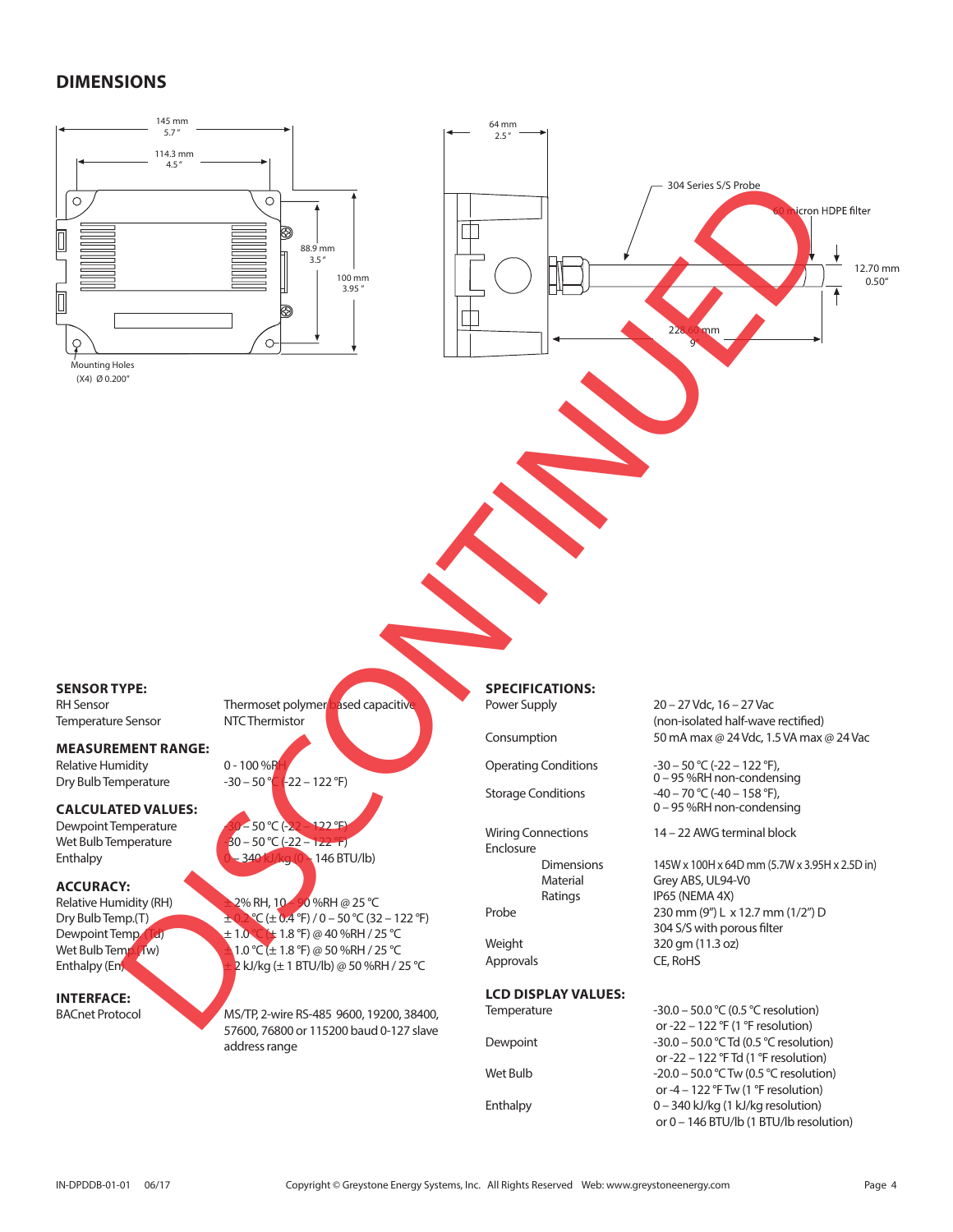## DIMENSIONS

145 mm
5.7"

114.3 mm
4.5"

88.9 mm
3.5"

100 mm
3.95"

Mounting Holes
(X4) Ø 0.200"

64 mm
2.5"

304 Series S/S Probe

60 micron HDPE filter

12.70 mm
0.50"

228.60 mm
9"

DISCONTINUED

### SENSOR TYPE:

| | |
|---|---|
| RH Sensor | Thermoset polymer based capacitive |
| Temperature Sensor | NTC Thermistor |

### MEASUREMENT RANGE:

| | |
|---|---|
| Relative Humidity | 0 - 100 %RH |
| Dry Bulb Temperature | -30 – 50 °C (-22 – 122 °F) |

### CALCULATED VALUES:

| | |
|---|---|
| Dewpoint Temperature | -30 – 50 °C (-22 – 122 °F) |
| Wet Bulb Temperature | -30 – 50 °C (-22 – 122 °F) |
| Enthalpy | 0 – 340 kJ/kg (0 – 146 BTU/lb) |

### ACCURACY:

| | |
|---|---|
| Relative Humidity (RH) | ± 2% RH, 10 – 90 %RH @ 25 °C |
| Dry Bulb Temp.(T) | ± 0.2 °C (± 0.4 °F) / 0 – 50 °C (32 – 122 °F) |
| Dewpoint Temp. (Td) | ± 1.0 °C (± 1.8 °F) @ 40 %RH / 25 °C |
| Wet Bulb Temp. (Tw) | ± 1.0 °C (± 1.8 °F) @ 50 %RH / 25 °C |
| Enthalpy (En) | ± 2 kJ/kg (± 1 BTU/lb) @ 50 %RH / 25 °C |

### INTERFACE:

| | |
|---|---|
| BACnet Protocol | MS/TP, 2-wire RS-485 9600, 19200, 38400, 57600, 76800 or 115200 baud 0-127 slave address range |

### SPECIFICATIONS:

| | |
|---|---|
| Power Supply | 20 – 27 Vdc, 16 – 27 Vac (non-isolated half-wave rectified) |
| Consumption | 50 mA max @ 24 Vdc, 1.5 VA max @ 24 Vac |
| Operating Conditions | -30 – 50 °C (-22 – 122 °F), 0 – 95 %RH non-condensing |
| Storage Conditions | -40 – 70 °C (-40 – 158 °F), 0 – 95 %RH non-condensing |
| Wiring Connections | 14 – 22 AWG terminal block |
| Enclosure | |
| Dimensions | 145W x 100H x 64D mm (5.7W x 3.95H x 2.5D in) |
| Material | Grey ABS, UL94-V0 |
| Ratings | IP65 (NEMA 4X) |
| Probe | 230 mm (9") L x 12.7 mm (1/2") D 304 S/S with porous filter |
| Weight | 320 gm (11.3 oz) |
| Approvals | CE, RoHS |

### LCD DISPLAY VALUES:

| | |
|---|---|
| Temperature | -30.0 – 50.0 °C (0.5 °C resolution) or -22 – 122 °F (1 °F resolution) |
| Dewpoint | -30.0 – 50.0 °C Td (0.5 °C resolution) or -22 – 122 °F Td (1 °F resolution) |
| Wet Bulb | -20.0 – 50.0 °C Tw (0.5 °C resolution) or -4 – 122 °F Tw (1 °F resolution) |
| Enthalpy | 0 – 340 kJ/kg (1 kJ/kg resolution) or 0 – 146 BTU/lb (1 BTU/lb resolution) |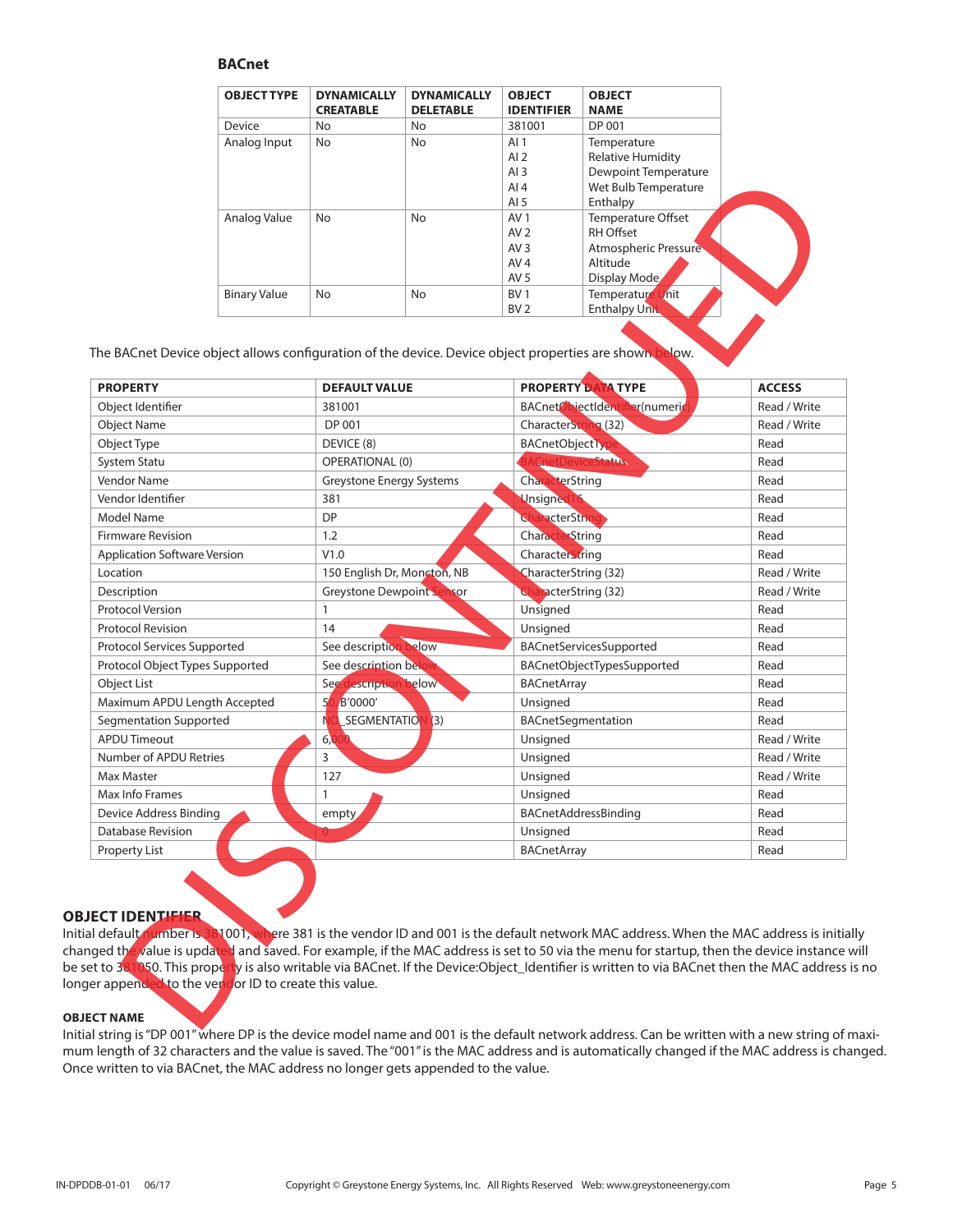## BACnet

| OBJECT TYPE | DYNAMICALLY CREATABLE | DYNAMICALLY DELETABLE | OBJECT IDENTIFIER | OBJECT NAME |
|---|---|---|---|---|
| Device | No | No | 381001 | DP 001 |
| Analog Input | No | No | AI 1<br>AI 2<br>AI 3<br>AI 4<br>AI 5 | Temperature<br>Relative Humidity<br>Dewpoint Temperature<br>Wet Bulb Temperature<br>Enthalpy |
| Analog Value | No | No | AV 1<br>AV 2<br>AV 3<br>AV 4<br>AV 5 | Temperature Offset<br>RH Offset<br>Atmospheric Pressure<br>Altitude<br>Display Mode |
| Binary Value | No | No | BV 1<br>BV 2 | Temperature Unit<br>Enthalpy Unit |

The BACnet Device object allows configuration of the device. Device object properties are shown below.

| PROPERTY | DEFAULT VALUE | PROPERTY DATA TYPE | ACCESS |
|---|---|---|---|
| Object Identifier | 381001 | BACnetObjectIdentifier(numeric) | Read / Write |
| Object Name | DP 001 | CharacterString (32) | Read / Write |
| Object Type | DEVICE (8) | BACnetObjectType | Read |
| System Statu | OPERATIONAL (0) | BACnetDeviceStatus | Read |
| Vendor Name | Greystone Energy Systems | CharacterString | Read |
| Vendor Identifier | 381 | Unsigned16 | Read |
| Model Name | DP | CharacterString | Read |
| Firmware Revision | 1.2 | CharacterString | Read |
| Application Software Version | V1.0 | CharacterString | Read |
| Location | 150 English Dr, Moncton, NB | CharacterString (32) | Read / Write |
| Description | Greystone Dewpoint Sensor | CharacterString (32) | Read / Write |
| Protocol Version | 1 | Unsigned | Read |
| Protocol Revision | 14 | Unsigned | Read |
| Protocol Services Supported | See description below | BACnetServicesSupported | Read |
| Protocol Object Types Supported | See description below | BACnetObjectTypesSupported | Read |
| Object List | See description below | BACnetArray | Read |
| Maximum APDU Length Accepted | 50, B'0000' | Unsigned | Read |
| Segmentation Supported | NO_SEGMENTATION (3) | BACnetSegmentation | Read |
| APDU Timeout | 6,000 | Unsigned | Read / Write |
| Number of APDU Retries | 3 | Unsigned | Read / Write |
| Max Master | 127 | Unsigned | Read / Write |
| Max Info Frames | 1 | Unsigned | Read |
| Device Address Binding | empty | BACnetAddressBinding | Read |
| Database Revision | 0 | Unsigned | Read |
| Property List | | BACnetArray | Read |

### OBJECT IDENTIFIER

Initial default number is 381001, where 381 is the vendor ID and 001 is the default network MAC address. When the MAC address is initially changed the value is updated and saved. For example, if the MAC address is set to 50 via the menu for startup, then the device instance will be set to 381050. This property is also writable via BACnet. If the Device:Object_Identifier is written to via BACnet then the MAC address is no longer appended to the vendor ID to create this value.

#### OBJECT NAME

Initial string is "DP 001" where DP is the device model name and 001 is the default network address. Can be written with a new string of maximum length of 32 characters and the value is saved. The "001" is the MAC address and is automatically changed if the MAC address is changed. Once written to via BACnet, the MAC address no longer gets appended to the value.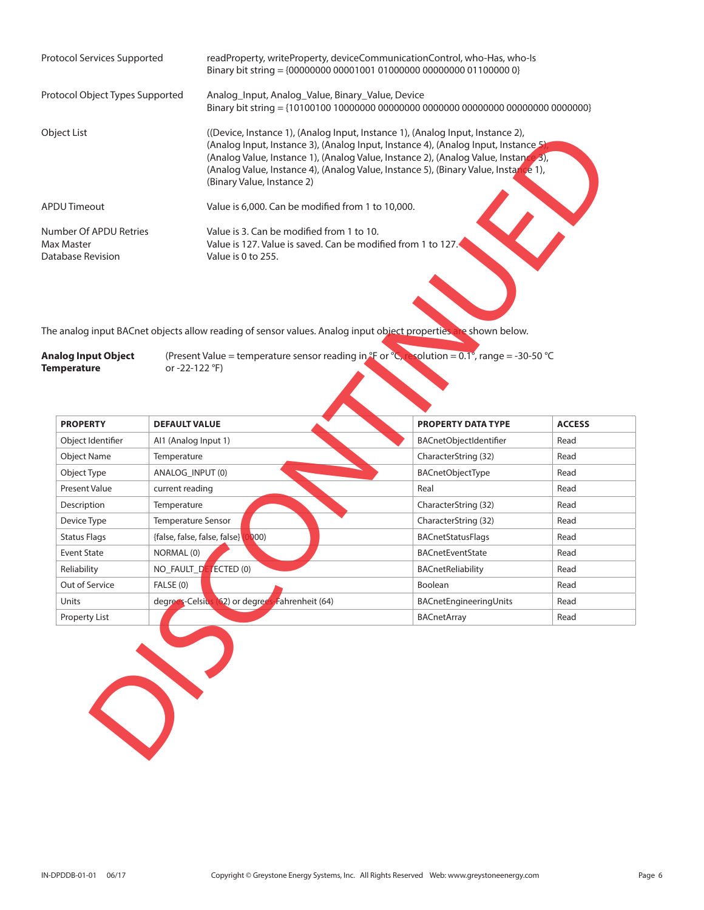| | |
|---|---|
| Protocol Services Supported | readProperty, writeProperty, deviceCommunicationControl, who-Has, who-Is<br>Binary bit string = {00000000 00001001 01000000 00000000 01100000 0} |
| Protocol Object Types Supported | Analog_Input, Analog_Value, Binary_Value, Device<br>Binary bit string = {10100100 10000000 00000000 0000000 00000000 00000000 0000000} |
| Object List | ((Device, Instance 1), (Analog Input, Instance 1), (Analog Input, Instance 2), (Analog Input, Instance 3), (Analog Input, Instance 4), (Analog Input, Instance 5), (Analog Value, Instance 1), (Analog Value, Instance 2), (Analog Value, Instance 3), (Analog Value, Instance 4), (Analog Value, Instance 5), (Binary Value, Instance 1), (Binary Value, Instance 2) |
| APDU Timeout | Value is 6,000. Can be modified from 1 to 10,000. |
| Number Of APDU Retries | Value is 3. Can be modified from 1 to 10. |
| Max Master | Value is 127. Value is saved. Can be modified from 1 to 127. |
| Database Revision | Value is 0 to 255. |

The analog input BACnet objects allow reading of sensor values. Analog input object properties are shown below.

**Analog Input Object Temperature** (Present Value = temperature sensor reading in °F or °C, resolution = 0.1°, range = -30-50 °C or -22-122 °F)

| PROPERTY | DEFAULT VALUE | PROPERTY DATA TYPE | ACCESS |
|---|---|---|---|
| Object Identifier | AI1 (Analog Input 1) | BACnetObjectIdentifier | Read |
| Object Name | Temperature | CharacterString (32) | Read |
| Object Type | ANALOG_INPUT (0) | BACnetObjectType | Read |
| Present Value | current reading | Real | Read |
| Description | Temperature | CharacterString (32) | Read |
| Device Type | Temperature Sensor | CharacterString (32) | Read |
| Status Flags | {false, false, false, false} (0000) | BACnetStatusFlags | Read |
| Event State | NORMAL (0) | BACnetEventState | Read |
| Reliability | NO_FAULT_DETECTED (0) | BACnetReliability | Read |
| Out of Service | FALSE (0) | Boolean | Read |
| Units | degrees-Celsius (62) or degrees-Fahrenheit (64) | BACnetEngineeringUnits | Read |
| Property List | | BACnetArray | Read |

DISCONTINUED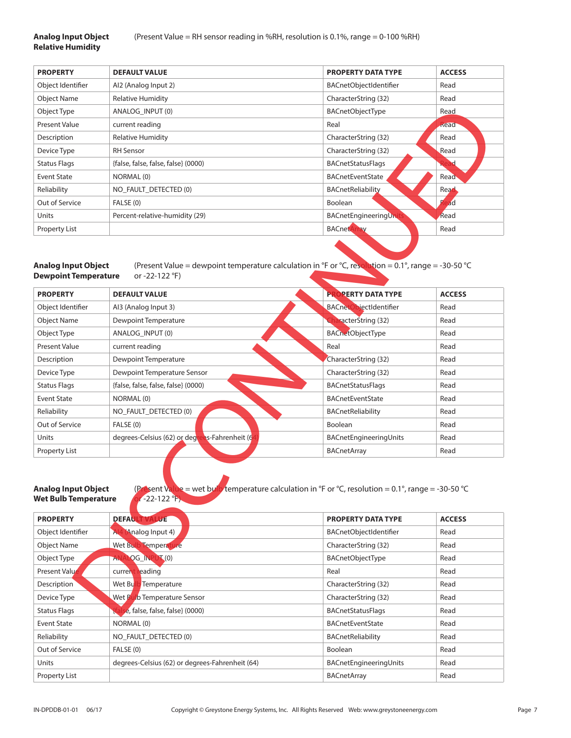**Analog Input Object Relative Humidity** (Present Value = RH sensor reading in %RH, resolution is 0.1%, range = 0-100 %RH)

| PROPERTY | DEFAULT VALUE | PROPERTY DATA TYPE | ACCESS |
|---|---|---|---|
| Object Identifier | AI2 (Analog Input 2) | BACnetObjectIdentifier | Read |
| Object Name | Relative Humidity | CharacterString (32) | Read |
| Object Type | ANALOG_INPUT (0) | BACnetObjectType | Read |
| Present Value | current reading | Real | Read |
| Description | Relative Humidity | CharacterString (32) | Read |
| Device Type | RH Sensor | CharacterString (32) | Read |
| Status Flags | {false, false, false, false} (0000) | BACnetStatusFlags | Read |
| Event State | NORMAL (0) | BACnetEventState | Read |
| Reliability | NO_FAULT_DETECTED (0) | BACnetReliability | Read |
| Out of Service | FALSE (0) | Boolean | Read |
| Units | Percent-relative-humidity (29) | BACnetEngineeringUnits | Read |
| Property List | | BACnetArray | Read |

**Analog Input Object Dewpoint Temperature** (Present Value = dewpoint temperature calculation in °F or °C, resolution = 0.1°, range = -30-50 °C or -22-122 °F)

| PROPERTY | DEFAULT VALUE | PROPERTY DATA TYPE | ACCESS |
|---|---|---|---|
| Object Identifier | AI3 (Analog Input 3) | BACnetObjectIdentifier | Read |
| Object Name | Dewpoint Temperature | CharacterString (32) | Read |
| Object Type | ANALOG_INPUT (0) | BACnetObjectType | Read |
| Present Value | current reading | Real | Read |
| Description | Dewpoint Temperature | CharacterString (32) | Read |
| Device Type | Dewpoint Temperature Sensor | CharacterString (32) | Read |
| Status Flags | {false, false, false, false} (0000) | BACnetStatusFlags | Read |
| Event State | NORMAL (0) | BACnetEventState | Read |
| Reliability | NO_FAULT_DETECTED (0) | BACnetReliability | Read |
| Out of Service | FALSE (0) | Boolean | Read |
| Units | degrees-Celsius (62) or degrees-Fahrenheit (64) | BACnetEngineeringUnits | Read |
| Property List | | BACnetArray | Read |

**Analog Input Object Wet Bulb Temperature** (Present Value = wet bulb temperature calculation in °F or °C, resolution = 0.1°, range = -30-50 °C or -22-122 °F)

| PROPERTY | DEFAULT VALUE | PROPERTY DATA TYPE | ACCESS |
|---|---|---|---|
| Object Identifier | AI4 (Analog Input 4) | BACnetObjectIdentifier | Read |
| Object Name | Wet Bulb Temperature | CharacterString (32) | Read |
| Object Type | ANALOG_INPUT (0) | BACnetObjectType | Read |
| Present Value | current reading | Real | Read |
| Description | Wet Bulb Temperature | CharacterString (32) | Read |
| Device Type | Wet Bulb Temperature Sensor | CharacterString (32) | Read |
| Status Flags | {false, false, false, false} (0000) | BACnetStatusFlags | Read |
| Event State | NORMAL (0) | BACnetEventState | Read |
| Reliability | NO_FAULT_DETECTED (0) | BACnetReliability | Read |
| Out of Service | FALSE (0) | Boolean | Read |
| Units | degrees-Celsius (62) or degrees-Fahrenheit (64) | BACnetEngineeringUnits | Read |
| Property List | | BACnetArray | Read |

DISCONTINUED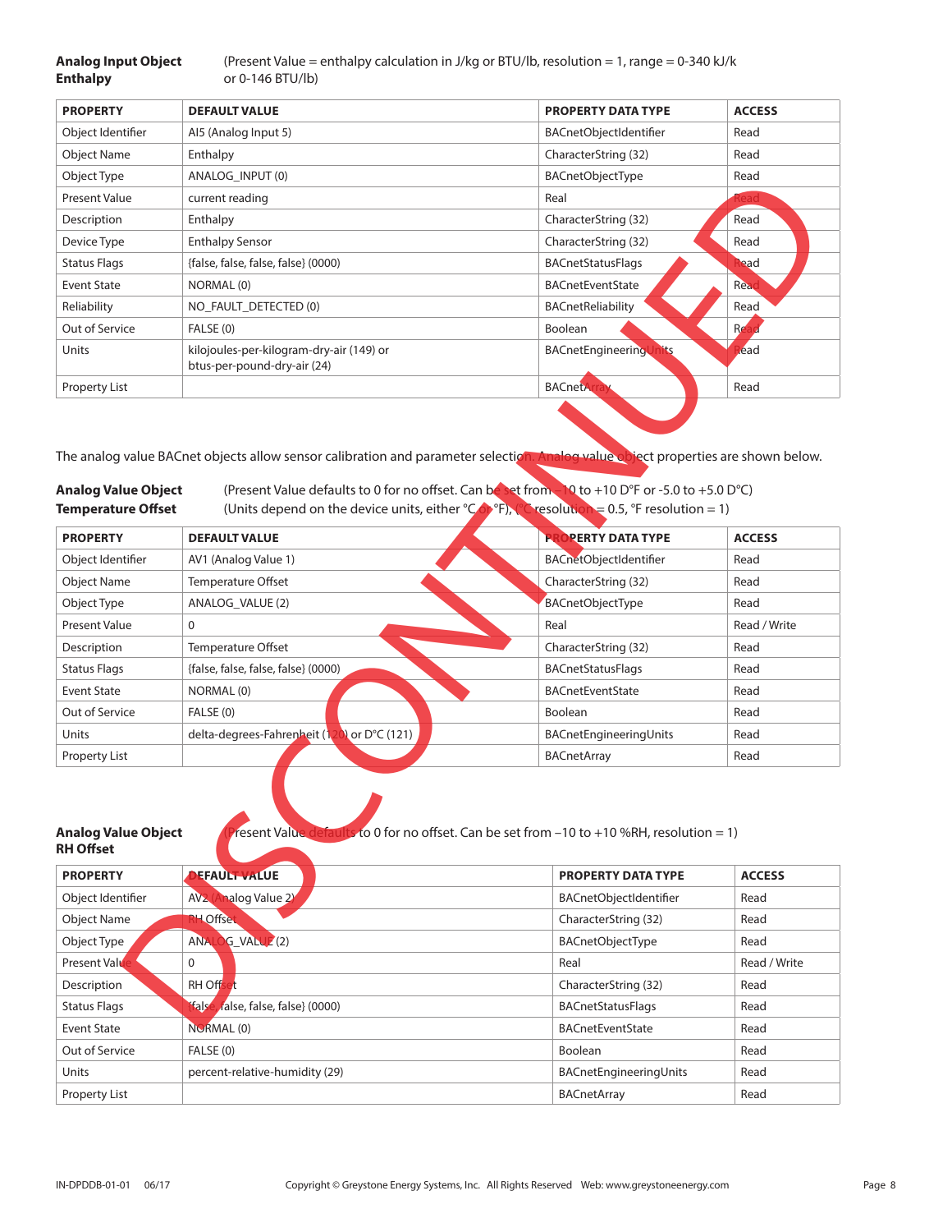**Analog Input Object Enthalpy** (Present Value = enthalpy calculation in J/kg or BTU/lb, resolution = 1, range = 0-340 kJ/kg or 0-146 BTU/lb)

| PROPERTY | DEFAULT VALUE | PROPERTY DATA TYPE | ACCESS |
|---|---|---|---|
| Object Identifier | AI5 (Analog Input 5) | BACnetObjectIdentifier | Read |
| Object Name | Enthalpy | CharacterString (32) | Read |
| Object Type | ANALOG_INPUT (0) | BACnetObjectType | Read |
| Present Value | current reading | Real | Read |
| Description | Enthalpy | CharacterString (32) | Read |
| Device Type | Enthalpy Sensor | CharacterString (32) | Read |
| Status Flags | {false, false, false, false} (0000) | BACnetStatusFlags | Read |
| Event State | NORMAL (0) | BACnetEventState | Read |
| Reliability | NO_FAULT_DETECTED (0) | BACnetReliability | Read |
| Out of Service | FALSE (0) | Boolean | Read |
| Units | kilojoules-per-kilogram-dry-air (149) or btus-per-pound-dry-air (24) | BACnetEngineeringUnits | Read |
| Property List | | BACnetArray | Read |

The analog value BACnet objects allow sensor calibration and parameter selection. Analog value object properties are shown below.

**Analog Value Object Temperature Offset** (Present Value defaults to 0 for no offset. Can be set from –10 to +10 D°F or -5.0 to +5.0 D°C) (Units depend on the device units, either °C or °F), (°C resolution = 0.5, °F resolution = 1)

| PROPERTY | DEFAULT VALUE | PROPERTY DATA TYPE | ACCESS |
|---|---|---|---|
| Object Identifier | AV1 (Analog Value 1) | BACnetObjectIdentifier | Read |
| Object Name | Temperature Offset | CharacterString (32) | Read |
| Object Type | ANALOG_VALUE (2) | BACnetObjectType | Read |
| Present Value | 0 | Real | Read / Write |
| Description | Temperature Offset | CharacterString (32) | Read |
| Status Flags | {false, false, false, false} (0000) | BACnetStatusFlags | Read |
| Event State | NORMAL (0) | BACnetEventState | Read |
| Out of Service | FALSE (0) | Boolean | Read |
| Units | delta-degrees-Fahrenheit (120) or D°C (121) | BACnetEngineeringUnits | Read |
| Property List | | BACnetArray | Read |

**Analog Value Object RH Offset** (Present Value defaults to 0 for no offset. Can be set from –10 to +10 %RH, resolution = 1)

| PROPERTY | DEFAULT VALUE | PROPERTY DATA TYPE | ACCESS |
|---|---|---|---|
| Object Identifier | AV2 (Analog Value 2) | BACnetObjectIdentifier | Read |
| Object Name | RH Offset | CharacterString (32) | Read |
| Object Type | ANALOG_VALUE (2) | BACnetObjectType | Read |
| Present Value | 0 | Real | Read / Write |
| Description | RH Offset | CharacterString (32) | Read |
| Status Flags | {false, false, false, false} (0000) | BACnetStatusFlags | Read |
| Event State | NORMAL (0) | BACnetEventState | Read |
| Out of Service | FALSE (0) | Boolean | Read |
| Units | percent-relative-humidity (29) | BACnetEngineeringUnits | Read |
| Property List | | BACnetArray | Read |

DISCONTINUED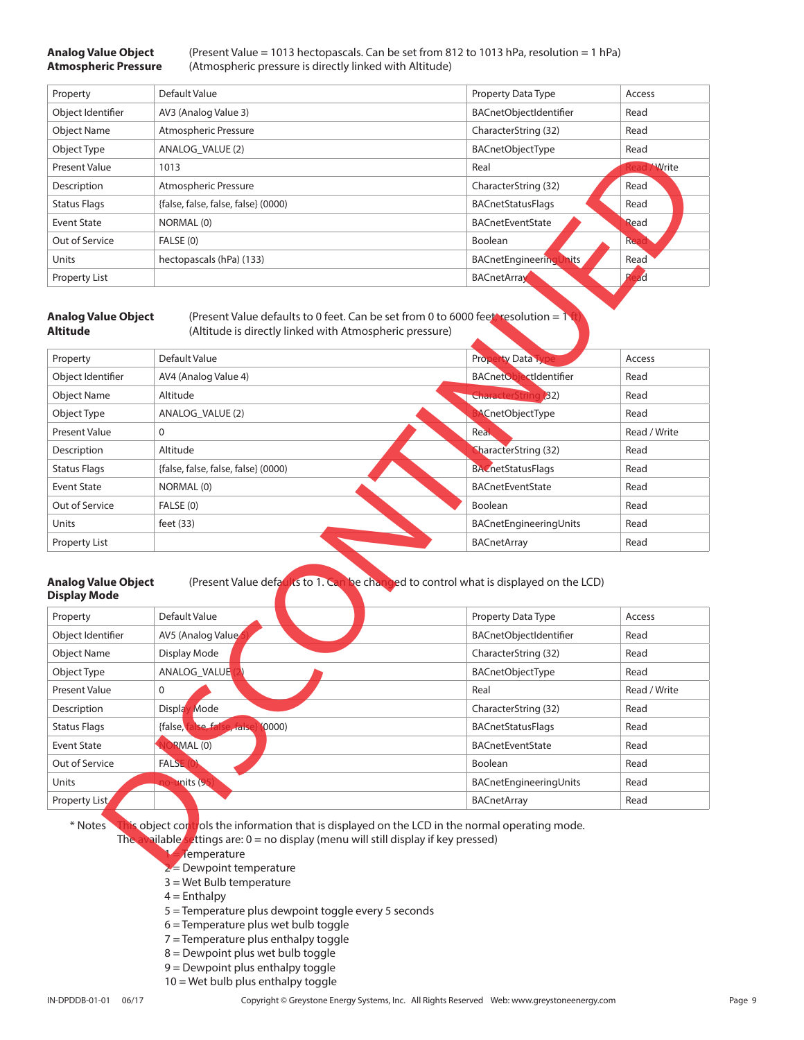**Analog Value Object Atmospheric Pressure**

(Present Value = 1013 hectopascals. Can be set from 812 to 1013 hPa, resolution = 1 hPa)
(Atmospheric pressure is directly linked with Altitude)

| Property | Default Value | Property Data Type | Access |
|---|---|---|---|
| Object Identifier | AV3 (Analog Value 3) | BACnetObjectIdentifier | Read |
| Object Name | Atmospheric Pressure | CharacterString (32) | Read |
| Object Type | ANALOG_VALUE (2) | BACnetObjectType | Read |
| Present Value | 1013 | Real | Read / Write |
| Description | Atmospheric Pressure | CharacterString (32) | Read |
| Status Flags | {false, false, false, false} (0000) | BACnetStatusFlags | Read |
| Event State | NORMAL (0) | BACnetEventState | Read |
| Out of Service | FALSE (0) | Boolean | Read |
| Units | hectopascals (hPa) (133) | BACnetEngineeringUnits | Read |
| Property List | | BACnetArray | Read |

**Analog Value Object Altitude**

(Present Value defaults to 0 feet. Can be set from 0 to 6000 feet, resolution = 1 ft)
(Altitude is directly linked with Atmospheric pressure)

| Property | Default Value | Property Data Type | Access |
|---|---|---|---|
| Object Identifier | AV4 (Analog Value 4) | BACnetObjectIdentifier | Read |
| Object Name | Altitude | CharacterString (32) | Read |
| Object Type | ANALOG_VALUE (2) | BACnetObjectType | Read |
| Present Value | 0 | Real | Read / Write |
| Description | Altitude | CharacterString (32) | Read |
| Status Flags | {false, false, false, false} (0000) | BACnetStatusFlags | Read |
| Event State | NORMAL (0) | BACnetEventState | Read |
| Out of Service | FALSE (0) | Boolean | Read |
| Units | feet (33) | BACnetEngineeringUnits | Read |
| Property List | | BACnetArray | Read |

**Analog Value Object Display Mode**

(Present Value defaults to 1. Can be changed to control what is displayed on the LCD)

| Property | Default Value | Property Data Type | Access |
|---|---|---|---|
| Object Identifier | AV5 (Analog Value 5) | BACnetObjectIdentifier | Read |
| Object Name | Display Mode | CharacterString (32) | Read |
| Object Type | ANALOG_VALUE (2) | BACnetObjectType | Read |
| Present Value | 0 | Real | Read / Write |
| Description | Display Mode | CharacterString (32) | Read |
| Status Flags | {false, false, false, false} (0000) | BACnetStatusFlags | Read |
| Event State | NORMAL (0) | BACnetEventState | Read |
| Out of Service | FALSE (0) | Boolean | Read |
| Units | no-units (95) | BACnetEngineeringUnits | Read |
| Property List | | BACnetArray | Read |

\* Notes This object controls the information that is displayed on the LCD in the normal operating mode.
The available settings are: 0 = no display (menu will still display if key pressed)

1 = Temperature
2 = Dewpoint temperature
3 = Wet Bulb temperature
4 = Enthalpy
5 = Temperature plus dewpoint toggle every 5 seconds
6 = Temperature plus wet bulb toggle
7 = Temperature plus enthalpy toggle
8 = Dewpoint plus wet bulb toggle
9 = Dewpoint plus enthalpy toggle
10 = Wet bulb plus enthalpy toggle

DISCONTINUED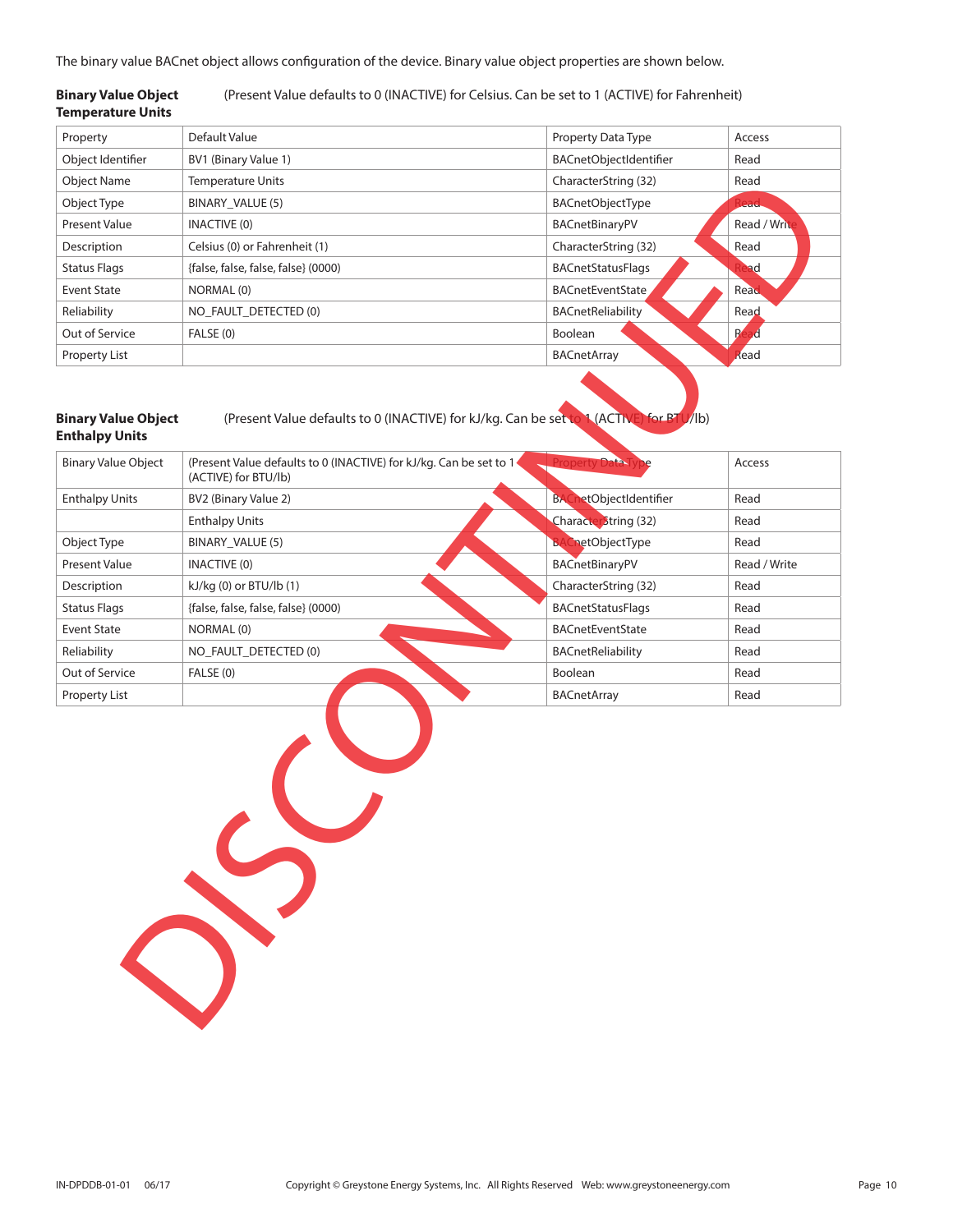The binary value BACnet object allows configuration of the device. Binary value object properties are shown below.

**Binary Value Object Temperature Units** (Present Value defaults to 0 (INACTIVE) for Celsius. Can be set to 1 (ACTIVE) for Fahrenheit)

| Property | Default Value | Property Data Type | Access |
|---|---|---|---|
| Object Identifier | BV1 (Binary Value 1) | BACnetObjectIdentifier | Read |
| Object Name | Temperature Units | CharacterString (32) | Read |
| Object Type | BINARY_VALUE (5) | BACnetObjectType | Read |
| Present Value | INACTIVE (0) | BACnetBinaryPV | Read / Write |
| Description | Celsius (0) or Fahrenheit (1) | CharacterString (32) | Read |
| Status Flags | {false, false, false, false} (0000) | BACnetStatusFlags | Read |
| Event State | NORMAL (0) | BACnetEventState | Read |
| Reliability | NO_FAULT_DETECTED (0) | BACnetReliability | Read |
| Out of Service | FALSE (0) | Boolean | Read |
| Property List | | BACnetArray | Read |

**Binary Value Object Enthalpy Units** (Present Value defaults to 0 (INACTIVE) for kJ/kg. Can be set to 1 (ACTIVE) for BTU/lb)

| Binary Value Object | (Present Value defaults to 0 (INACTIVE) for kJ/kg. Can be set to 1 (ACTIVE) for BTU/lb) | Property Data Type | Access |
|---|---|---|---|
| Enthalpy Units | BV2 (Binary Value 2) | BACnetObjectIdentifier | Read |
| | Enthalpy Units | CharacterString (32) | Read |
| Object Type | BINARY_VALUE (5) | BACnetObjectType | Read |
| Present Value | INACTIVE (0) | BACnetBinaryPV | Read / Write |
| Description | kJ/kg (0) or BTU/lb (1) | CharacterString (32) | Read |
| Status Flags | {false, false, false, false} (0000) | BACnetStatusFlags | Read |
| Event State | NORMAL (0) | BACnetEventState | Read |
| Reliability | NO_FAULT_DETECTED (0) | BACnetReliability | Read |
| Out of Service | FALSE (0) | Boolean | Read |
| Property List | | BACnetArray | Read |

DISCONTINUED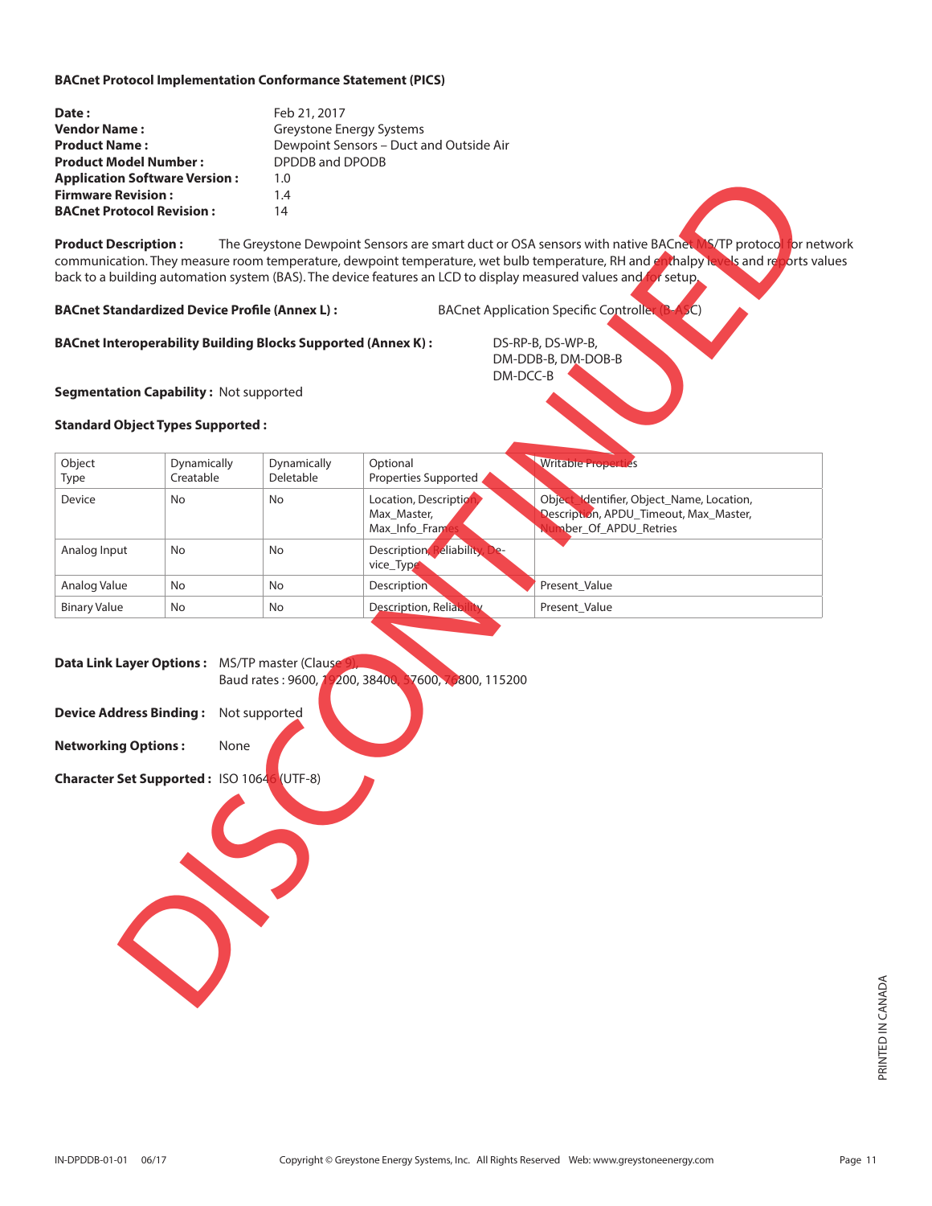**BACnet Protocol Implementation Conformance Statement (PICS)**

| | |
|---|---|
| **Date :** | Feb 21, 2017 |
| **Vendor Name :** | Greystone Energy Systems |
| **Product Name :** | Dewpoint Sensors – Duct and Outside Air |
| **Product Model Number :** | DPDDB and DPODB |
| **Application Software Version :** | 1.0 |
| **Firmware Revision :** | 1.4 |
| **BACnet Protocol Revision :** | 14 |

**Product Description :** The Greystone Dewpoint Sensors are smart duct or OSA sensors with native BACnet MS/TP protocol for network communication. They measure room temperature, dewpoint temperature, wet bulb temperature, RH and enthalpy levels and reports values back to a building automation system (BAS). The device features an LCD to display measured values and for setup.

**BACnet Standardized Device Profile (Annex L) :** BACnet Application Specific Controller (B-ASC)

**BACnet Interoperability Building Blocks Supported (Annex K) :** DS-RP-B, DS-WP-B, DM-DDB-B, DM-DOB-B DM-DCC-B

**Segmentation Capability :** Not supported

**Standard Object Types Supported :**

| Object Type | Dynamically Creatable | Dynamically Deletable | Optional Properties Supported | Writable Properties |
|---|---|---|---|---|
| Device | No | No | Location, Description, Max_Master, Max_Info_Frames | Object_Identifier, Object_Name, Location, Description, APDU_Timeout, Max_Master, Number_Of_APDU_Retries |
| Analog Input | No | No | Description, Reliability, Device_Type | |
| Analog Value | No | No | Description | Present_Value |
| Binary Value | No | No | Description, Reliability | Present_Value |

**Data Link Layer Options :** MS/TP master (Clause 9), Baud rates : 9600, 19200, 38400, 57600, 76800, 115200

**Device Address Binding :** Not supported

**Networking Options :** None

**Character Set Supported :** ISO 10646 (UTF-8)

DISCONTINUED

PRINTED IN CANADA

IN-DPDDB-01-01 06/17 Copyright © Greystone Energy Systems, Inc. All Rights Reserved Web: www.greystoneenergy.com